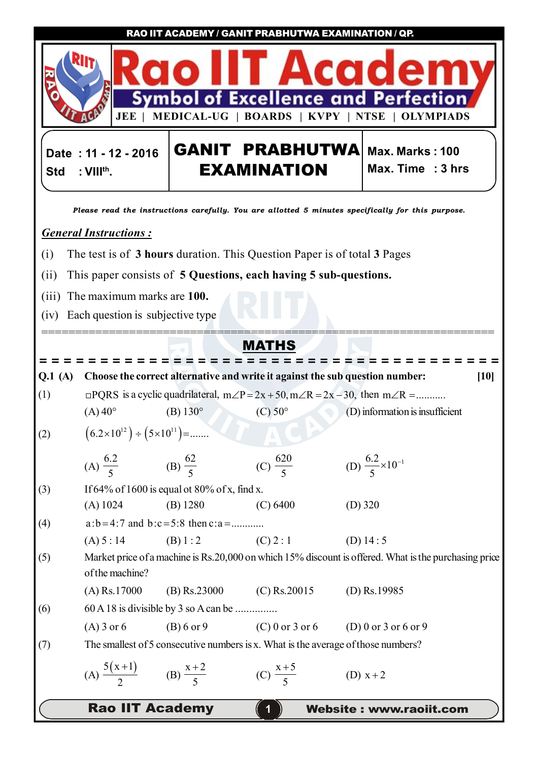# Rao IIT Academy

**Symbol of Excellence and Perfection**

JEE | MEDICAL-UG | BOARDS | KVPY | NTSE | OLYMPIADS

| Date : 11 - 12 - 2016<br>Std : VIII[th]. | **GANIT PRABHUTWA EXAMINATION** | Max. Marks : 100<br>Max. Time : 3 hrs |
|---|---|---|

***Please read the instructions carefully. You are allotted 5 minutes specifically for this purpose.***

## *General Instructions :*

(i) The test is of **3 hours** duration. This Question Paper is of total **3** Pages

(ii) This paper consists of **5 Questions, each having 5 sub-questions.**

(iii) The maximum marks are **100.**

(iv) Each question is subjective type

## MATHS

**Q.1 (A) Choose the correct alternative and write it against the sub question number: [10]**

(1) $\square PQRS$ is a cyclic quadrilateral, $m\angle P = 2x+50, m\angle R = 2x-30,$ then $m\angle R =$...........

(A) $40°$ (B) $130°$ (C) $50°$ (D) information is insufficient

(2) $(6.2\times10^{12}) \div (5\times10^{11}) =$.......

(A) $\frac{6.2}{5}$ (B) $\frac{62}{5}$ (C) $\frac{620}{5}$ (D) $\frac{6.2}{5}\times10^{-1}$

(3) If 64% of 1600 is equal ot 80% of x, find x.

(A) 1024 (B) 1280 (C) 6400 (D) 320

(4) $a:b = 4:7$ and $b:c = 5:8$ then $c:a =$............

(A) 5 : 14 (B) 1 : 2 (C) 2 : 1 (D) 14 : 5

(5) Market price of a machine is Rs.20,000 on which 15% discount is offered. What is the purchasing price of the machine?

(A) Rs.17000 (B) Rs.23000 (C) Rs.20015 (D) Rs.19985

(6) 60 A 18 is divisible by 3 so A can be ...............

(A) 3 or 6 (B) 6 or 9 (C) 0 or 3 or 6 (D) 0 or 3 or 6 or 9

(7) The smallest of 5 consecutive numbers is x. What is the average of those numbers?

(A) $\frac{5(x+1)}{2}$ (B) $\frac{x+2}{5}$ (C) $\frac{x+5}{5}$ (D) $x+2$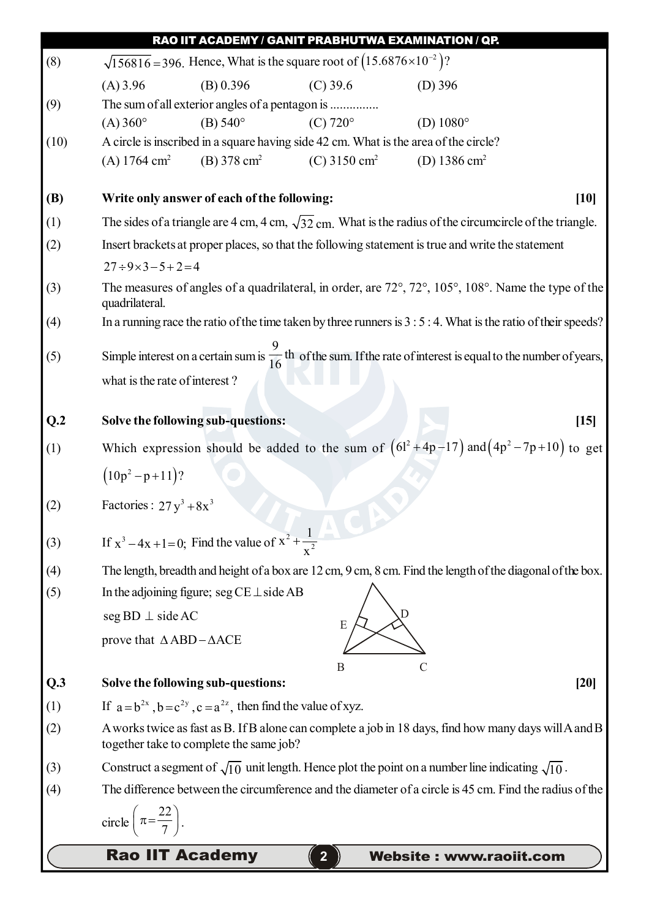(8) $\sqrt{156816} = 396.$ Hence, What is the square root of $(15.6876 \times 10^{-2})$?

(A) 3.96 (B) 0.396 (C) 39.6 (D) 396

(9) The sum of all exterior angles of a pentagon is ...............

(A) 360° (B) 540° (C) 720° (D) 1080°

(10) A circle is inscribed in a square having side 42 cm. What is the area of the circle?

(A) 1764 $cm^2$ (B) 378 $cm^2$ (C) 3150 $cm^2$ (D) 1386 $cm^2$

**(B) Write only answer of each of the following: [10]**

(1) The sides of a triangle are 4 cm, 4 cm, $\sqrt{32}$ cm. What is the radius of the circumcircle of the triangle.

(2) Insert brackets at proper places, so that the following statement is true and write the statement

$27 \div 9 \times 3 - 5 + 2 = 4$

(3) The measures of angles of a quadrilateral, in order, are 72°, 72°, 105°, 108°. Name the type of the quadrilateral.

(4) In a running race the ratio of the time taken by three runners is 3 : 5 : 4. What is the ratio of their speeds?

(5) Simple interest on a certain sum is $\frac{9}{16}$ th of the sum. If the rate of interest is equal to the number of years, what is the rate of interest ?

**Q.2 Solve the following sub-questions: [15]**

(1) Which expression should be added to the sum of $(6l^2 + 4p - 17)$ and $(4p^2 - 7p + 10)$ to get $(10p^2 - p + 11)$?

(2) Factories : $27y^3 + 8x^3$

(3) If $x^3 - 4x + 1 = 0;$ Find the value of $x^2 + \frac{1}{x^2}$

(4) The length, breadth and height of a box are 12 cm, 9 cm, 8 cm. Find the length of the diagonal of the box.

(5) In the adjoining figure; seg CE $\perp$ side AB

seg BD $\perp$ side AC

prove that $\Delta ABD - \Delta ACE$

**Q.3 Solve the following sub-questions: [20]**

(1) If $a = b^{2x}, b = c^{2y}, c = a^{2z}$, then find the value of xyz.

(2) A works twice as fast as B. If B alone can complete a job in 18 days, find how many days will A and B together take to complete the same job?

(3) Construct a segment of $\sqrt{10}$ unit length. Hence plot the point on a number line indicating $\sqrt{10}$.

(4) The difference between the circumference and the diameter of a circle is 45 cm. Find the radius of the circle $\left(\pi = \frac{22}{7}\right)$.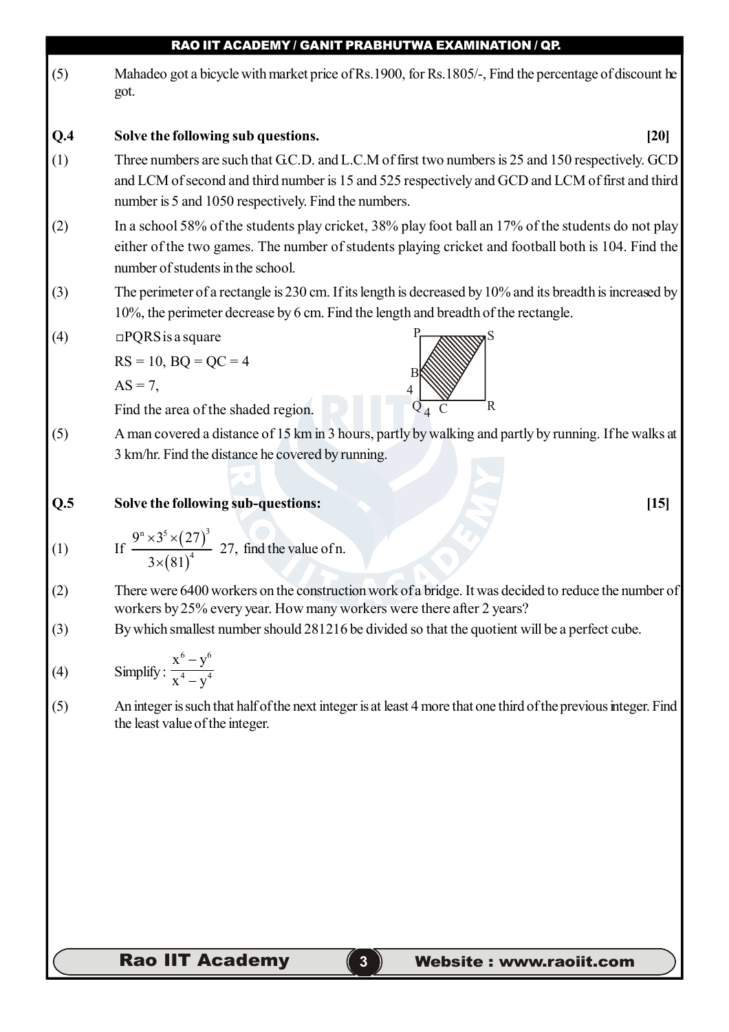(5) Mahadeo got a bicycle with market price of Rs.1900, for Rs.1805/-, Find the percentage of discount he got.

**Q.4 Solve the following sub questions. [20]**

(1) Three numbers are such that G.C.D. and L.C.M of first two numbers is 25 and 150 respectively. GCD and LCM of second and third number is 15 and 525 respectively and GCD and LCM of first and third number is 5 and 1050 respectively. Find the numbers.

(2) In a school 58% of the students play cricket, 38% play foot ball an 17% of the students do not play either of the two games. The number of students playing cricket and football both is 104. Find the number of students in the school.

(3) The perimeter of a rectangle is 230 cm. If its length is decreased by 10% and its breadth is increased by 10%, the perimeter decrease by 6 cm. Find the length and breadth of the rectangle.

(4) □PQRS is a square

RS = 10, BQ = QC = 4

AS = 7,

Find the area of the shaded region.

P S B 4 Q 4 C R

(5) A man covered a distance of 15 km in 3 hours, partly by walking and partly by running. If he walks at 3 km/hr. Find the distance he covered by running.

**Q.5 Solve the following sub-questions: [15]**

(1) If $\dfrac{9^n \times 3^5 \times (27)^3}{3 \times (81)^4}$ 27, find the value of n.

(2) There were 6400 workers on the construction work of a bridge. It was decided to reduce the number of workers by 25% every year. How many workers were there after 2 years?

(3) By which smallest number should 281216 be divided so that the quotient will be a perfect cube.

(4) Simplify : $\dfrac{x^6 - y^6}{x^4 - y^4}$

(5) An integer is such that half of the next integer is at least 4 more that one third of the previous integer. Find the least value of the integer.